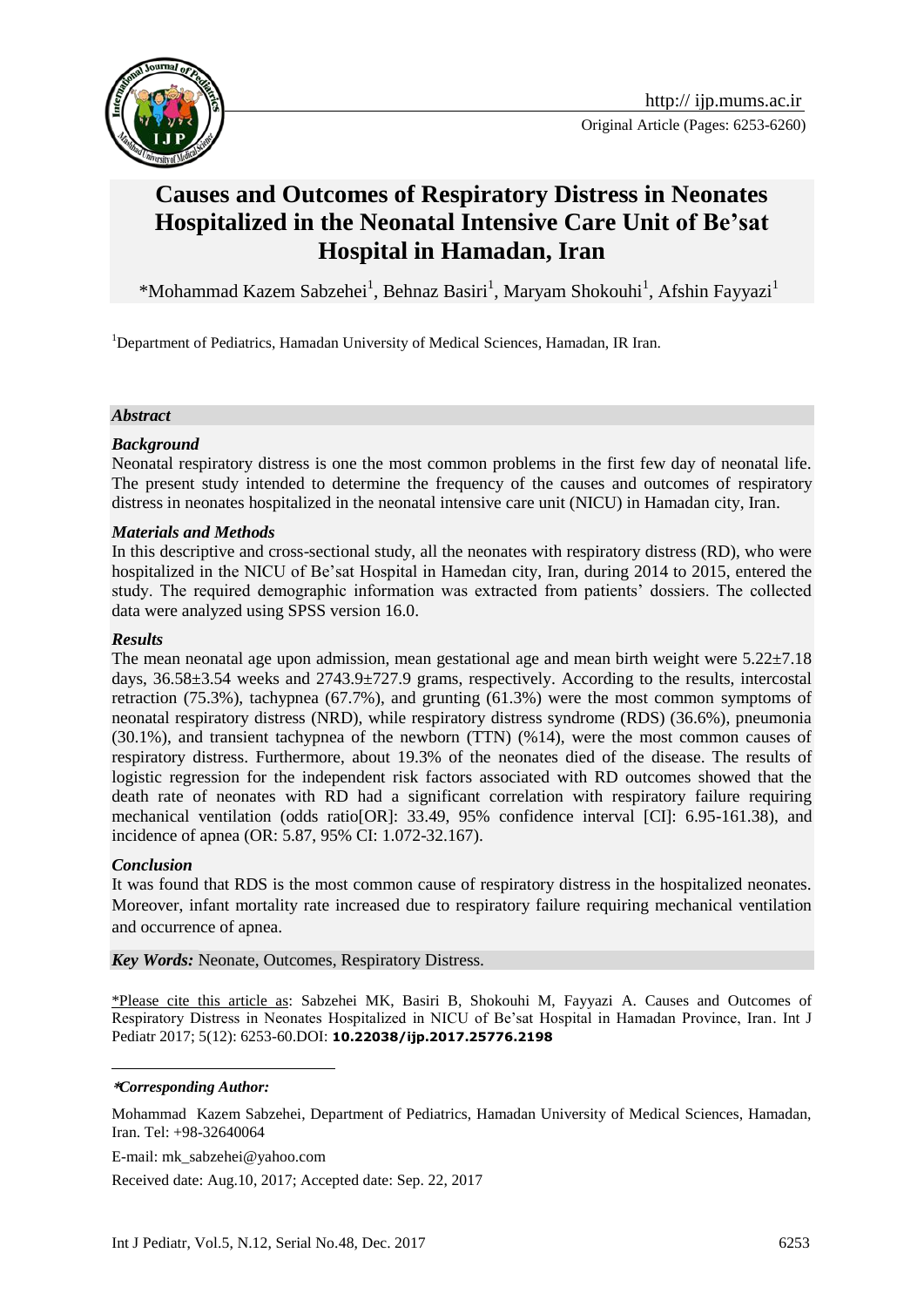Original Article (Pages: 6253-6260)

# Causes and Outcomes of Respiratory Distress in Neonates Hospitalized in the Neonatal Intensive Care Unit of Be'sat Hospital in Hamadan, Iran

*Mohammad Kazem Sabzehei[1], Behnaz Basiri[1], Maryam Shokouhi[1], Afshin Fayyazi[1]

[1]Department of Pediatrics, Hamadan University of Medical Sciences, Hamadan, IR Iran.

## *Abstract*

### *Background*

Neonatal respiratory distress is one the most common problems in the first few day of neonatal life. The present study intended to determine the frequency of the causes and outcomes of respiratory distress in neonates hospitalized in the neonatal intensive care unit (NICU) in Hamadan city, Iran.

### *Materials and Methods*

In this descriptive and cross-sectional study, all the neonates with respiratory distress (RD), who were hospitalized in the NICU of Be'sat Hospital in Hamedan city, Iran, during 2014 to 2015, entered the study. The required demographic information was extracted from patients' dossiers. The collected data were analyzed using SPSS version 16.0.

### *Results*

The mean neonatal age upon admission, mean gestational age and mean birth weight were 5.22±7.18 days, 36.58±3.54 weeks and 2743.9±727.9 grams, respectively. According to the results, intercostal retraction (75.3%), tachypnea (67.7%), and grunting (61.3%) were the most common symptoms of neonatal respiratory distress (NRD), while respiratory distress syndrome (RDS) (36.6%), pneumonia (30.1%), and transient tachypnea of the newborn (TTN) (%14), were the most common causes of respiratory distress. Furthermore, about 19.3% of the neonates died of the disease. The results of logistic regression for the independent risk factors associated with RD outcomes showed that the death rate of neonates with RD had a significant correlation with respiratory failure requiring mechanical ventilation (odds ratio[OR]: 33.49, 95% confidence interval [CI]: 6.95-161.38), and incidence of apnea (OR: 5.87, 95% CI: 1.072-32.167).

### *Conclusion*

It was found that RDS is the most common cause of respiratory distress in the hospitalized neonates. Moreover, infant mortality rate increased due to respiratory failure requiring mechanical ventilation and occurrence of apnea.

***Key Words:*** Neonate, Outcomes, Respiratory Distress.

\*Please cite this article as: Sabzehei MK, Basiri B, Shokouhi M, Fayyazi A. Causes and Outcomes of Respiratory Distress in Neonates Hospitalized in NICU of Be'sat Hospital in Hamadan Province, Iran. Int J Pediatr 2017; 5(12): 6253-60.DOI: **10.22038/ijp.2017.25776.2198**

***Corresponding Author:***

Mohammad Kazem Sabzehei, Department of Pediatrics, Hamadan University of Medical Sciences, Hamadan, Iran. Tel: +98-32640064

E-mail: mk_sabzehei@yahoo.com

Received date: Aug.10, 2017; Accepted date: Sep. 22, 2017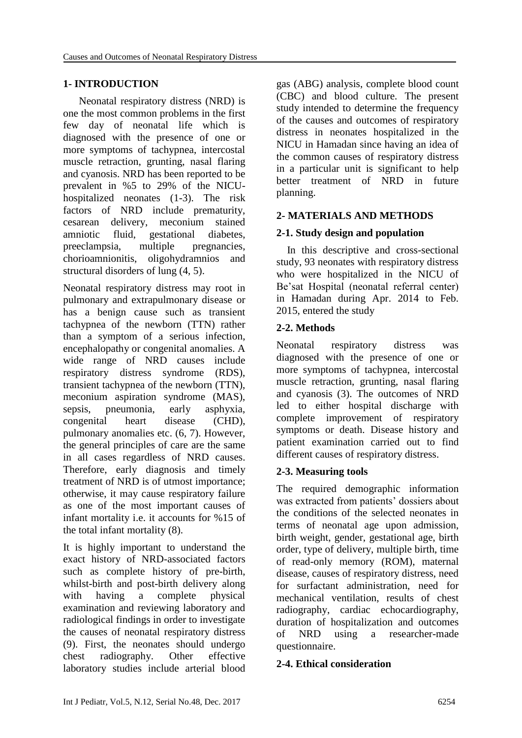## 1- INTRODUCTION

Neonatal respiratory distress (NRD) is one the most common problems in the first few day of neonatal life which is diagnosed with the presence of one or more symptoms of tachypnea, intercostal muscle retraction, grunting, nasal flaring and cyanosis. NRD has been reported to be prevalent in %5 to 29% of the NICU-hospitalized neonates (1-3). The risk factors of NRD include prematurity, cesarean delivery, meconium stained amniotic fluid, gestational diabetes, preeclampsia, multiple pregnancies, chorioamnionitis, oligohydramnios and structural disorders of lung (4, 5).

Neonatal respiratory distress may root in pulmonary and extrapulmonary disease or has a benign cause such as transient tachypnea of the newborn (TTN) rather than a symptom of a serious infection, encephalopathy or congenital anomalies. A wide range of NRD causes include respiratory distress syndrome (RDS), transient tachypnea of the newborn (TTN), meconium aspiration syndrome (MAS), sepsis, pneumonia, early asphyxia, congenital heart disease (CHD), pulmonary anomalies etc. (6, 7). However, the general principles of care are the same in all cases regardless of NRD causes. Therefore, early diagnosis and timely treatment of NRD is of utmost importance; otherwise, it may cause respiratory failure as one of the most important causes of infant mortality i.e. it accounts for %15 of the total infant mortality (8).

It is highly important to understand the exact history of NRD-associated factors such as complete history of pre-birth, whilst-birth and post-birth delivery along with having a complete physical examination and reviewing laboratory and radiological findings in order to investigate the causes of neonatal respiratory distress (9). First, the neonates should undergo chest radiography. Other effective laboratory studies include arterial blood gas (ABG) analysis, complete blood count (CBC) and blood culture. The present study intended to determine the frequency of the causes and outcomes of respiratory distress in neonates hospitalized in the NICU in Hamadan since having an idea of the common causes of respiratory distress in a particular unit is significant to help better treatment of NRD in future planning.

## 2- MATERIALS AND METHODS

### 2-1. Study design and population

In this descriptive and cross-sectional study, 93 neonates with respiratory distress who were hospitalized in the NICU of Be'sat Hospital (neonatal referral center) in Hamadan during Apr. 2014 to Feb. 2015, entered the study

### 2-2. Methods

Neonatal respiratory distress was diagnosed with the presence of one or more symptoms of tachypnea, intercostal muscle retraction, grunting, nasal flaring and cyanosis (3). The outcomes of NRD led to either hospital discharge with complete improvement of respiratory symptoms or death. Disease history and patient examination carried out to find different causes of respiratory distress.

### 2-3. Measuring tools

The required demographic information was extracted from patients' dossiers about the conditions of the selected neonates in terms of neonatal age upon admission, birth weight, gender, gestational age, birth order, type of delivery, multiple birth, time of read-only memory (ROM), maternal disease, causes of respiratory distress, need for surfactant administration, need for mechanical ventilation, results of chest radiography, cardiac echocardiography, duration of hospitalization and outcomes of NRD using a researcher-made questionnaire.

### 2-4. Ethical consideration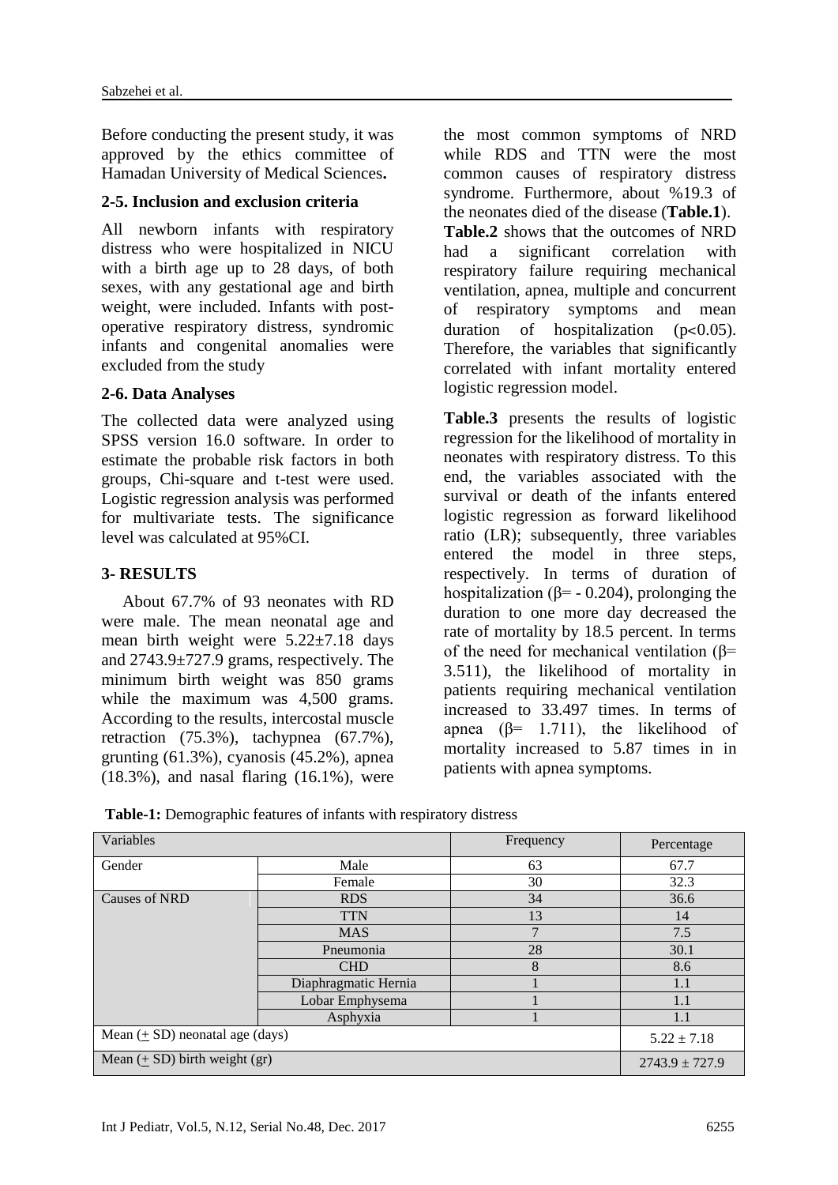Before conducting the present study, it was approved by the ethics committee of Hamadan University of Medical Sciences**.**

### 2-5. Inclusion and exclusion criteria

All newborn infants with respiratory distress who were hospitalized in NICU with a birth age up to 28 days, of both sexes, with any gestational age and birth weight, were included. Infants with post-operative respiratory distress, syndromic infants and congenital anomalies were excluded from the study

### 2-6. Data Analyses

The collected data were analyzed using SPSS version 16.0 software. In order to estimate the probable risk factors in both groups, Chi-square and t-test were used. Logistic regression analysis was performed for multivariate tests. The significance level was calculated at 95%CI.

## 3- RESULTS

About 67.7% of 93 neonates with RD were male. The mean neonatal age and mean birth weight were 5.22±7.18 days and 2743.9±727.9 grams, respectively. The minimum birth weight was 850 grams while the maximum was 4,500 grams. According to the results, intercostal muscle retraction (75.3%), tachypnea (67.7%), grunting (61.3%), cyanosis (45.2%), apnea (18.3%), and nasal flaring (16.1%), were the most common symptoms of NRD while RDS and TTN were the most common causes of respiratory distress syndrome. Furthermore, about %19.3 of the neonates died of the disease (**Table.1**). **Table.2** shows that the outcomes of NRD had a significant correlation with respiratory failure requiring mechanical ventilation, apnea, multiple and concurrent of respiratory symptoms and mean duration of hospitalization ($p<0.05$). Therefore, the variables that significantly correlated with infant mortality entered logistic regression model.

**Table.3** presents the results of logistic regression for the likelihood of mortality in neonates with respiratory distress. To this end, the variables associated with the survival or death of the infants entered logistic regression as forward likelihood ratio (LR); subsequently, three variables entered the model in three steps, respectively. In terms of duration of hospitalization ($\beta$= - 0.204), prolonging the duration to one more day decreased the rate of mortality by 18.5 percent. In terms of the need for mechanical ventilation ($\beta$= 3.511), the likelihood of mortality in patients requiring mechanical ventilation increased to 33.497 times. In terms of apnea ($\beta$= 1.711), the likelihood of mortality increased to 5.87 times in in patients with apnea symptoms.

**Table-1:** Demographic features of infants with respiratory distress

| Variables | | Frequency | Percentage |
|---|---|---|---|
| Gender | Male | 63 | 67.7 |
| | Female | 30 | 32.3 |
| Causes of NRD | RDS | 34 | 36.6 |
| | TTN | 13 | 14 |
| | MAS | 7 | 7.5 |
| | Pneumonia | 28 | 30.1 |
| | CHD | 8 | 8.6 |
| | Diaphragmatic Hernia | 1 | 1.1 |
| | Lobar Emphysema | 1 | 1.1 |
| | Asphyxia | 1 | 1.1 |
| Mean (± SD) neonatal age (days) | | | 5.22 ± 7.18 |
| Mean (± SD) birth weight (gr) | | | 2743.9 ± 727.9 |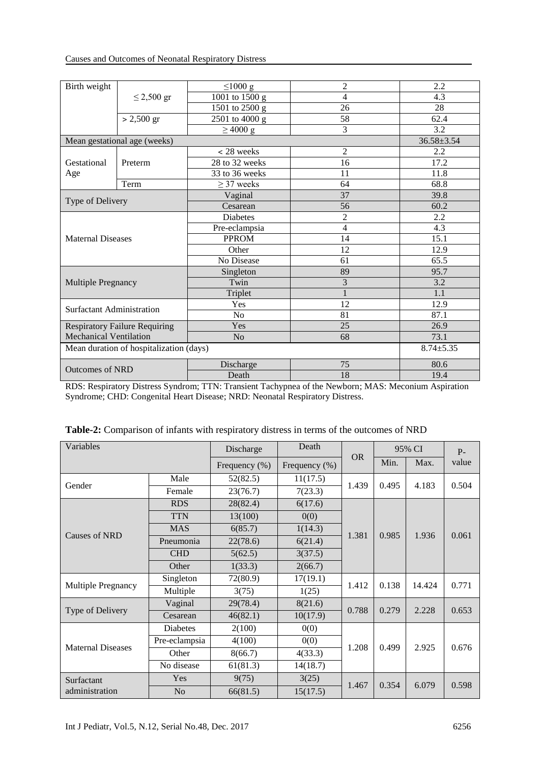| | | | | |
|---|---|---|---|---|
| Birth weight | ≤ 2,500 gr | ≤1000 g | 2 | 2.2 |
| | | 1001 to 1500 g | 4 | 4.3 |
| | | 1501 to 2500 g | 26 | 28 |
| | > 2,500 gr | 2501 to 4000 g | 58 | 62.4 |
| | | ≥ 4000 g | 3 | 3.2 |
| Mean gestational age (weeks) | | | | 36.58±3.54 |
| Gestational Age | Preterm | < 28 weeks | 2 | 2.2 |
| | | 28 to 32 weeks | 16 | 17.2 |
| | | 33 to 36 weeks | 11 | 11.8 |
| | Term | ≥ 37 weeks | 64 | 68.8 |
| Type of Delivery | | Vaginal | 37 | 39.8 |
| | | Cesarean | 56 | 60.2 |
| Maternal Diseases | | Diabetes | 2 | 2.2 |
| | | Pre-eclampsia | 4 | 4.3 |
| | | PPROM | 14 | 15.1 |
| | | Other | 12 | 12.9 |
| | | No Disease | 61 | 65.5 |
| Multiple Pregnancy | | Singleton | 89 | 95.7 |
| | | Twin | 3 | 3.2 |
| | | Triplet | 1 | 1.1 |
| Surfactant Administration | | Yes | 12 | 12.9 |
| | | No | 81 | 87.1 |
| Respiratory Failure Requiring Mechanical Ventilation | | Yes | 25 | 26.9 |
| | | No | 68 | 73.1 |
| Mean duration of hospitalization (days) | | | | 8.74±5.35 |
| Outcomes of NRD | | Discharge | 75 | 80.6 |
| | | Death | 18 | 19.4 |

RDS: Respiratory Distress Syndrom; TTN: Transient Tachypnea of the Newborn; MAS: Meconium Aspiration Syndrome; CHD: Congenital Heart Disease; NRD: Neonatal Respiratory Distress.

**Table-2:** Comparison of infants with respiratory distress in terms of the outcomes of NRD

| Variables | | Discharge | Death | OR | 95% CI | | P-value |
|---|---|---|---|---|---|---|---|
| | | Frequency (%) | Frequency (%) | | Min. | Max. | |
| Gender | Male | 52(82.5) | 11(17.5) | 1.439 | 0.495 | 4.183 | 0.504 |
| | Female | 23(76.7) | 7(23.3) | | | | |
| Causes of NRD | RDS | 28(82.4) | 6(17.6) | 1.381 | 0.985 | 1.936 | 0.061 |
| | TTN | 13(100) | 0(0) | | | | |
| | MAS | 6(85.7) | 1(14.3) | | | | |
| | Pneumonia | 22(78.6) | 6(21.4) | | | | |
| | CHD | 5(62.5) | 3(37.5) | | | | |
| | Other | 1(33.3) | 2(66.7) | | | | |
| Multiple Pregnancy | Singleton | 72(80.9) | 17(19.1) | 1.412 | 0.138 | 14.424 | 0.771 |
| | Multiple | 3(75) | 1(25) | | | | |
| Type of Delivery | Vaginal | 29(78.4) | 8(21.6) | 0.788 | 0.279 | 2.228 | 0.653 |
| | Cesarean | 46(82.1) | 10(17.9) | | | | |
| Maternal Diseases | Diabetes | 2(100) | 0(0) | 1.208 | 0.499 | 2.925 | 0.676 |
| | Pre-eclampsia | 4(100) | 0(0) | | | | |
| | Other | 8(66.7) | 4(33.3) | | | | |
| | No disease | 61(81.3) | 14(18.7) | | | | |
| Surfactant administration | Yes | 9(75) | 3(25) | 1.467 | 0.354 | 6.079 | 0.598 |
| | No | 66(81.5) | 15(17.5) | | | | |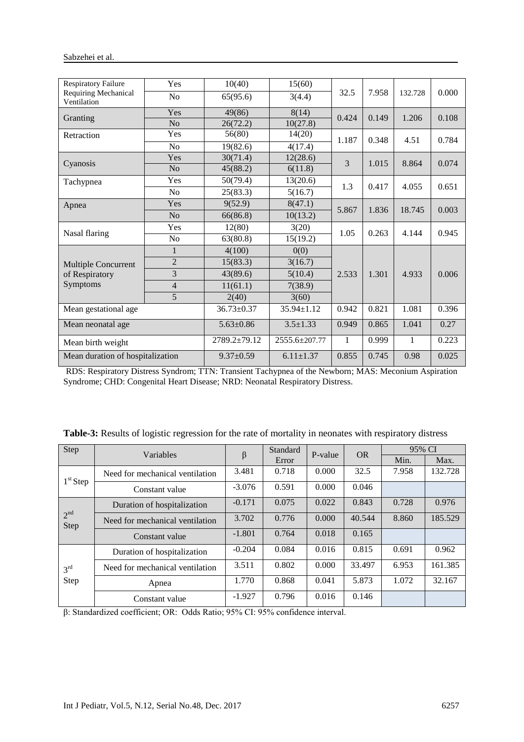| | | | | | | | |
|---|---|---|---|---|---|---|---|
| Respiratory Failure Requiring Mechanical Ventilation | Yes | 10(40) | 15(60) | 32.5 | 7.958 | 132.728 | 0.000 |
| | No | 65(95.6) | 3(4.4) | | | | |
| Granting | Yes | 49(86) | 8(14) | 0.424 | 0.149 | 1.206 | 0.108 |
| | No | 26(72.2) | 10(27.8) | | | | |
| Retraction | Yes | 56(80) | 14(20) | 1.187 | 0.348 | 4.51 | 0.784 |
| | No | 19(82.6) | 4(17.4) | | | | |
| Cyanosis | Yes | 30(71.4) | 12(28.6) | 3 | 1.015 | 8.864 | 0.074 |
| | No | 45(88.2) | 6(11.8) | | | | |
| Tachypnea | Yes | 50(79.4) | 13(20.6) | 1.3 | 0.417 | 4.055 | 0.651 |
| | No | 25(83.3) | 5(16.7) | | | | |
| Apnea | Yes | 9(52.9) | 8(47.1) | 5.867 | 1.836 | 18.745 | 0.003 |
| | No | 66(86.8) | 10(13.2) | | | | |
| Nasal flaring | Yes | 12(80) | 3(20) | 1.05 | 0.263 | 4.144 | 0.945 |
| | No | 63(80.8) | 15(19.2) | | | | |
| Multiple Concurrent of Respiratory Symptoms | 1 | 4(100) | 0(0) | 2.533 | 1.301 | 4.933 | 0.006 |
| | 2 | 15(83.3) | 3(16.7) | | | | |
| | 3 | 43(89.6) | 5(10.4) | | | | |
| | 4 | 11(61.1) | 7(38.9) | | | | |
| | 5 | 2(40) | 3(60) | | | | |
| Mean gestational age | | 36.73±0.37 | 35.94±1.12 | 0.942 | 0.821 | 1.081 | 0.396 |
| Mean neonatal age | | 5.63±0.86 | 3.5±1.33 | 0.949 | 0.865 | 1.041 | 0.27 |
| Mean birth weight | | 2789.2±79.12 | 2555.6±207.77 | 1 | 0.999 | 1 | 0.223 |
| Mean duration of hospitalization | | 9.37±0.59 | 6.11±1.37 | 0.855 | 0.745 | 0.98 | 0.025 |

RDS: Respiratory Distress Syndrom; TTN: Transient Tachypnea of the Newborn; MAS: Meconium Aspiration Syndrome; CHD: Congenital Heart Disease; NRD: Neonatal Respiratory Distress.

**Table-3:** Results of logistic regression for the rate of mortality in neonates with respiratory distress

| Step | Variables | β | Standard Error | P-value | OR | 95% CI | |
|---|---|---|---|---|---|---|---|
| | | | | | | Min. | Max. |
| 1st Step | Need for mechanical ventilation | 3.481 | 0.718 | 0.000 | 32.5 | 7.958 | 132.728 |
| | Constant value | -3.076 | 0.591 | 0.000 | 0.046 | | |
| 2nd Step | Duration of hospitalization | -0.171 | 0.075 | 0.022 | 0.843 | 0.728 | 0.976 |
| | Need for mechanical ventilation | 3.702 | 0.776 | 0.000 | 40.544 | 8.860 | 185.529 |
| | Constant value | -1.801 | 0.764 | 0.018 | 0.165 | | |
| 3rd Step | Duration of hospitalization | -0.204 | 0.084 | 0.016 | 0.815 | 0.691 | 0.962 |
| | Need for mechanical ventilation | 3.511 | 0.802 | 0.000 | 33.497 | 6.953 | 161.385 |
| | Apnea | 1.770 | 0.868 | 0.041 | 5.873 | 1.072 | 32.167 |
| | Constant value | -1.927 | 0.796 | 0.016 | 0.146 | | |

β: Standardized coefficient; OR: Odds Ratio; 95% CI: 95% confidence interval.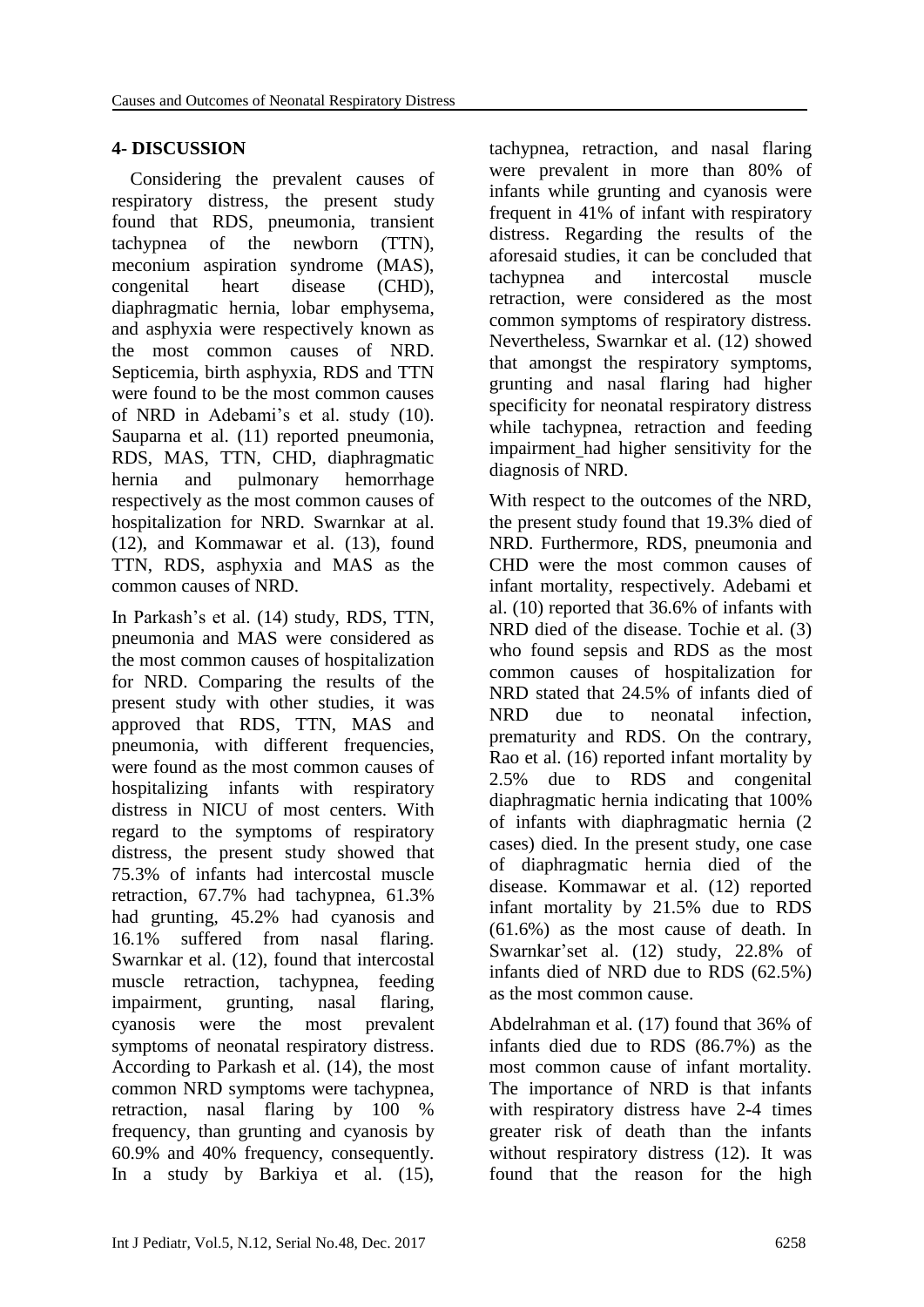## 4- DISCUSSION

Considering the prevalent causes of respiratory distress, the present study found that RDS, pneumonia, transient tachypnea of the newborn (TTN), meconium aspiration syndrome (MAS), congenital heart disease (CHD), diaphragmatic hernia, lobar emphysema, and asphyxia were respectively known as the most common causes of NRD. Septicemia, birth asphyxia, RDS and TTN were found to be the most common causes of NRD in Adebami's et al. study (10). Sauparna et al. (11) reported pneumonia, RDS, MAS, TTN, CHD, diaphragmatic hernia and pulmonary hemorrhage respectively as the most common causes of hospitalization for NRD. Swarnkar at al. (12), and Kommawar et al. (13), found TTN, RDS, asphyxia and MAS as the common causes of NRD.

In Parkash's et al. (14) study, RDS, TTN, pneumonia and MAS were considered as the most common causes of hospitalization for NRD. Comparing the results of the present study with other studies, it was approved that RDS, TTN, MAS and pneumonia, with different frequencies, were found as the most common causes of hospitalizing infants with respiratory distress in NICU of most centers. With regard to the symptoms of respiratory distress, the present study showed that 75.3% of infants had intercostal muscle retraction, 67.7% had tachypnea, 61.3% had grunting, 45.2% had cyanosis and 16.1% suffered from nasal flaring. Swarnkar et al. (12), found that intercostal muscle retraction, tachypnea, feeding impairment, grunting, nasal flaring, cyanosis were the most prevalent symptoms of neonatal respiratory distress. According to Parkash et al. (14), the most common NRD symptoms were tachypnea, retraction, nasal flaring by 100 % frequency, than grunting and cyanosis by 60.9% and 40% frequency, consequently. In a study by Barkiya et al. (15), tachypnea, retraction, and nasal flaring were prevalent in more than 80% of infants while grunting and cyanosis were frequent in 41% of infant with respiratory distress. Regarding the results of the aforesaid studies, it can be concluded that tachypnea and intercostal muscle retraction, were considered as the most common symptoms of respiratory distress. Nevertheless, Swarnkar et al. (12) showed that amongst the respiratory symptoms, grunting and nasal flaring had higher specificity for neonatal respiratory distress while tachypnea, retraction and feeding impairment had higher sensitivity for the diagnosis of NRD.

With respect to the outcomes of the NRD, the present study found that 19.3% died of NRD. Furthermore, RDS, pneumonia and CHD were the most common causes of infant mortality, respectively. Adebami et al. (10) reported that 36.6% of infants with NRD died of the disease. Tochie et al. (3) who found sepsis and RDS as the most common causes of hospitalization for NRD stated that 24.5% of infants died of NRD due to neonatal infection, prematurity and RDS. On the contrary, Rao et al. (16) reported infant mortality by 2.5% due to RDS and congenital diaphragmatic hernia indicating that 100% of infants with diaphragmatic hernia (2 cases) died. In the present study, one case of diaphragmatic hernia died of the disease. Kommawar et al. (12) reported infant mortality by 21.5% due to RDS (61.6%) as the most cause of death. In Swarnkar'set al. (12) study, 22.8% of infants died of NRD due to RDS (62.5%) as the most common cause.

Abdelrahman et al. (17) found that 36% of infants died due to RDS (86.7%) as the most common cause of infant mortality. The importance of NRD is that infants with respiratory distress have 2-4 times greater risk of death than the infants without respiratory distress (12). It was found that the reason for the high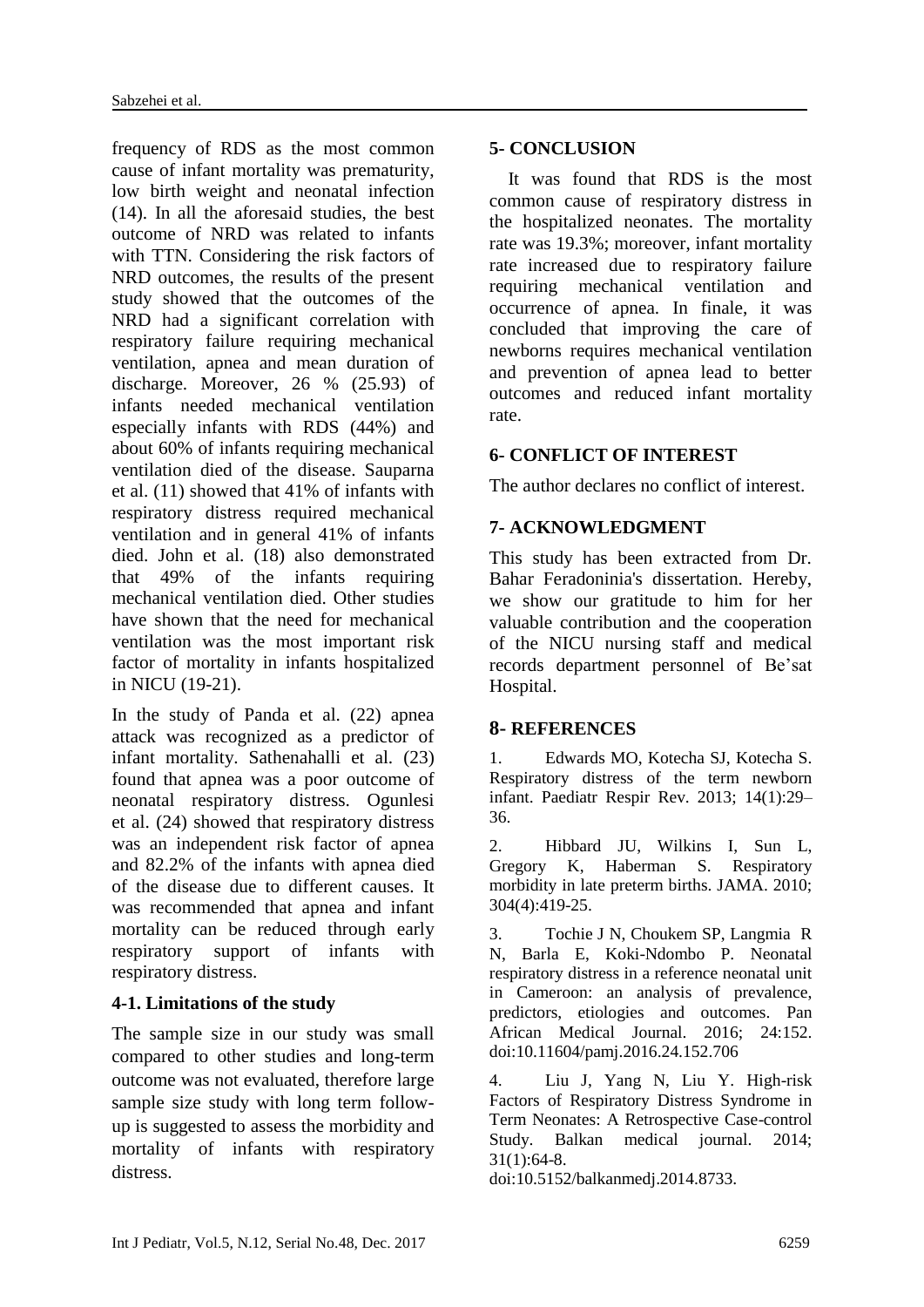frequency of RDS as the most common cause of infant mortality was prematurity, low birth weight and neonatal infection (14). In all the aforesaid studies, the best outcome of NRD was related to infants with TTN. Considering the risk factors of NRD outcomes, the results of the present study showed that the outcomes of the NRD had a significant correlation with respiratory failure requiring mechanical ventilation, apnea and mean duration of discharge. Moreover, 26 % (25.93) of infants needed mechanical ventilation especially infants with RDS (44%) and about 60% of infants requiring mechanical ventilation died of the disease. Sauparna et al. (11) showed that 41% of infants with respiratory distress required mechanical ventilation and in general 41% of infants died. John et al. (18) also demonstrated that 49% of the infants requiring mechanical ventilation died. Other studies have shown that the need for mechanical ventilation was the most important risk factor of mortality in infants hospitalized in NICU (19-21).

In the study of Panda et al. (22) apnea attack was recognized as a predictor of infant mortality. Sathenahalli et al. (23) found that apnea was a poor outcome of neonatal respiratory distress. Ogunlesi et al. (24) showed that respiratory distress was an independent risk factor of apnea and 82.2% of the infants with apnea died of the disease due to different causes. It was recommended that apnea and infant mortality can be reduced through early respiratory support of infants with respiratory distress.

### 4-1. Limitations of the study

The sample size in our study was small compared to other studies and long-term outcome was not evaluated, therefore large sample size study with long term follow-up is suggested to assess the morbidity and mortality of infants with respiratory distress.

## 5- CONCLUSION

It was found that RDS is the most common cause of respiratory distress in the hospitalized neonates. The mortality rate was 19.3%; moreover, infant mortality rate increased due to respiratory failure requiring mechanical ventilation and occurrence of apnea. In finale, it was concluded that improving the care of newborns requires mechanical ventilation and prevention of apnea lead to better outcomes and reduced infant mortality rate.

## 6- CONFLICT OF INTEREST

The author declares no conflict of interest.

## 7- ACKNOWLEDGMENT

This study has been extracted from Dr. Bahar Feradoninia's dissertation. Hereby, we show our gratitude to him for her valuable contribution and the cooperation of the NICU nursing staff and medical records department personnel of Be'sat Hospital.

## 8- REFERENCES

1. Edwards MO, Kotecha SJ, Kotecha S. Respiratory distress of the term newborn infant. Paediatr Respir Rev. 2013; 14(1):29–36.

2. Hibbard JU, Wilkins I, Sun L, Gregory K, Haberman S. Respiratory morbidity in late preterm births. JAMA. 2010; 304(4):419-25.

3. Tochie J N, Choukem SP, Langmia R N, Barla E, Koki-Ndombo P. Neonatal respiratory distress in a reference neonatal unit in Cameroon: an analysis of prevalence, predictors, etiologies and outcomes. Pan African Medical Journal. 2016; 24:152. doi:10.11604/pamj.2016.24.152.706

4. Liu J, Yang N, Liu Y. High-risk Factors of Respiratory Distress Syndrome in Term Neonates: A Retrospective Case-control Study. Balkan medical journal. 2014; 31(1):64-8. doi:10.5152/balkanmedj.2014.8733.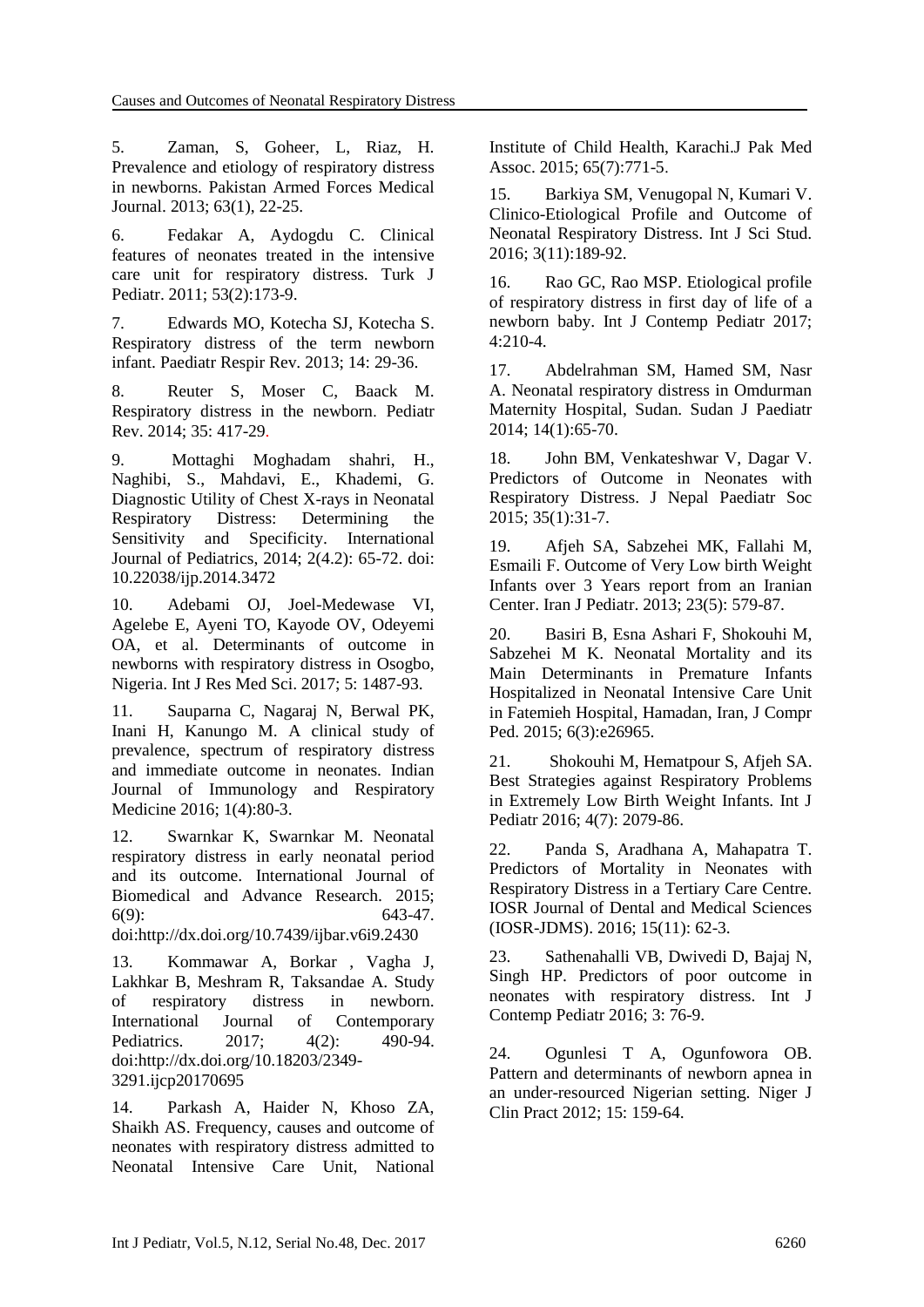5. Zaman, S, Goheer, L, Riaz, H. Prevalence and etiology of respiratory distress in newborns. Pakistan Armed Forces Medical Journal. 2013; 63(1), 22-25.

6. Fedakar A, Aydogdu C. Clinical features of neonates treated in the intensive care unit for respiratory distress. Turk J Pediatr. 2011; 53(2):173-9.

7. Edwards MO, Kotecha SJ, Kotecha S. Respiratory distress of the term newborn infant. Paediatr Respir Rev. 2013; 14: 29-36.

8. Reuter S, Moser C, Baack M. Respiratory distress in the newborn. Pediatr Rev. 2014; 35: 417-29.

9. Mottaghi Moghadam shahri, H., Naghibi, S., Mahdavi, E., Khademi, G. Diagnostic Utility of Chest X-rays in Neonatal Respiratory Distress: Determining the Sensitivity and Specificity. International Journal of Pediatrics, 2014; 2(4.2): 65-72. doi: 10.22038/ijp.2014.3472

10. Adebami OJ, Joel-Medewase VI, Agelebe E, Ayeni TO, Kayode OV, Odeyemi OA, et al. Determinants of outcome in newborns with respiratory distress in Osogbo, Nigeria. Int J Res Med Sci. 2017; 5: 1487-93.

11. Sauparna C, Nagaraj N, Berwal PK, Inani H, Kanungo M. A clinical study of prevalence, spectrum of respiratory distress and immediate outcome in neonates. Indian Journal of Immunology and Respiratory Medicine 2016; 1(4):80-3.

12. Swarnkar K, Swarnkar M. Neonatal respiratory distress in early neonatal period and its outcome. International Journal of Biomedical and Advance Research. 2015; 6(9): 643-47. doi:http://dx.doi.org/10.7439/ijbar.v6i9.2430

13. Kommawar A, Borkar , Vagha J, Lakhkar B, Meshram R, Taksandae A. Study of respiratory distress in newborn. International Journal of Contemporary Pediatrics. 2017; 4(2): 490-94. doi:http://dx.doi.org/10.18203/2349-3291.ijcp20170695

14. Parkash A, Haider N, Khoso ZA, Shaikh AS. Frequency, causes and outcome of neonates with respiratory distress admitted to Neonatal Intensive Care Unit, National Institute of Child Health, Karachi.J Pak Med Assoc. 2015; 65(7):771-5.

15. Barkiya SM, Venugopal N, Kumari V. Clinico-Etiological Profile and Outcome of Neonatal Respiratory Distress. Int J Sci Stud. 2016; 3(11):189-92.

16. Rao GC, Rao MSP. Etiological profile of respiratory distress in first day of life of a newborn baby. Int J Contemp Pediatr 2017; 4:210-4.

17. Abdelrahman SM, Hamed SM, Nasr A. Neonatal respiratory distress in Omdurman Maternity Hospital, Sudan. Sudan J Paediatr 2014; 14(1):65-70.

18. John BM, Venkateshwar V, Dagar V. Predictors of Outcome in Neonates with Respiratory Distress. J Nepal Paediatr Soc 2015; 35(1):31-7.

19. Afjeh SA, Sabzehei MK, Fallahi M, Esmaili F. Outcome of Very Low birth Weight Infants over 3 Years report from an Iranian Center. Iran J Pediatr. 2013; 23(5): 579-87.

20. Basiri B, Esna Ashari F, Shokouhi M, Sabzehei M K. Neonatal Mortality and its Main Determinants in Premature Infants Hospitalized in Neonatal Intensive Care Unit in Fatemieh Hospital, Hamadan, Iran, J Compr Ped. 2015; 6(3):e26965.

21. Shokouhi M, Hematpour S, Afjeh SA. Best Strategies against Respiratory Problems in Extremely Low Birth Weight Infants. Int J Pediatr 2016; 4(7): 2079-86.

22. Panda S, Aradhana A, Mahapatra T. Predictors of Mortality in Neonates with Respiratory Distress in a Tertiary Care Centre. IOSR Journal of Dental and Medical Sciences (IOSR-JDMS). 2016; 15(11): 62-3.

23. Sathenahalli VB, Dwivedi D, Bajaj N, Singh HP. Predictors of poor outcome in neonates with respiratory distress. Int J Contemp Pediatr 2016; 3: 76-9.

24. Ogunlesi T A, Ogunfowora OB. Pattern and determinants of newborn apnea in an under-resourced Nigerian setting. Niger J Clin Pract 2012; 15: 159-64.